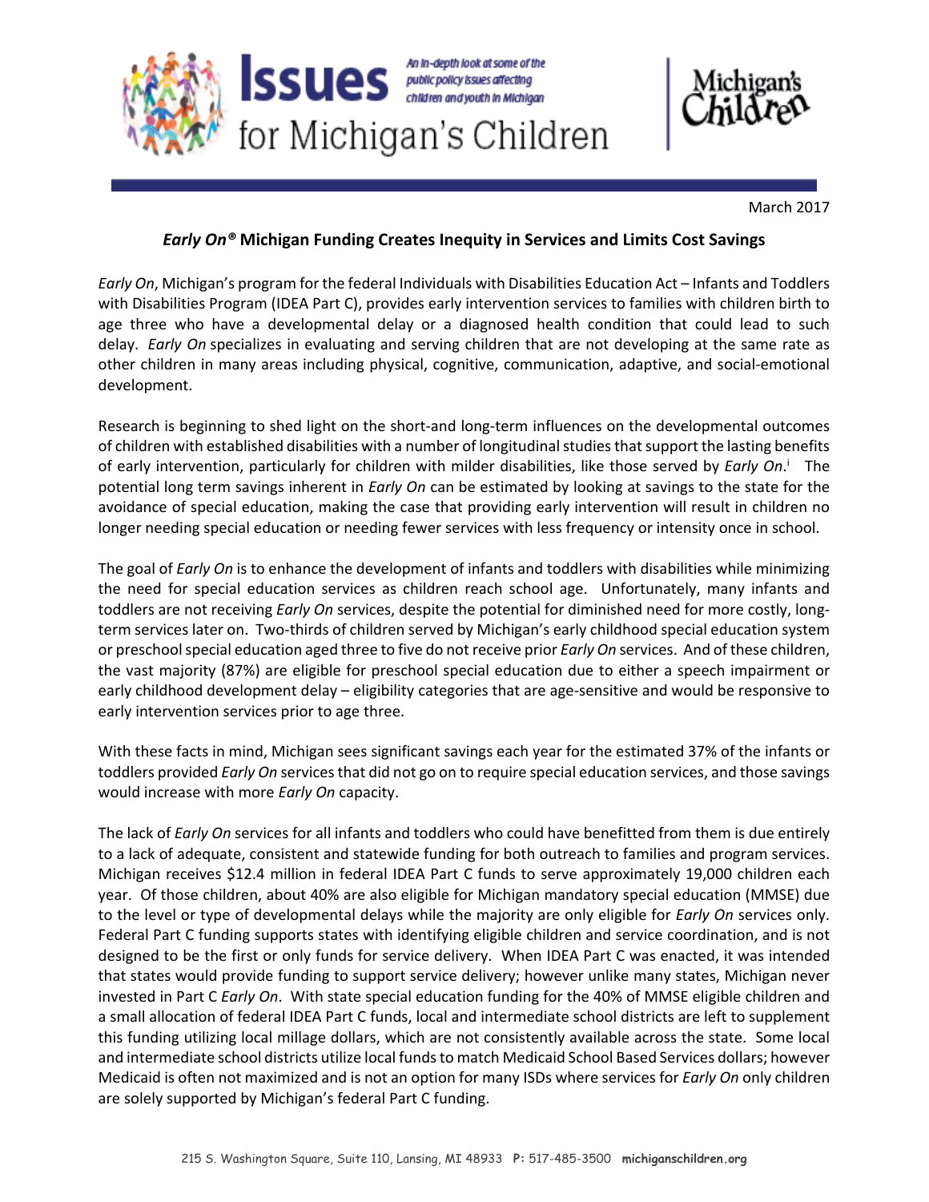# Issues for Michigan's Children

An in-depth look at some of the public policy issues affecting children and youth in Michigan

Michigan's Children

March 2017

## *Early On®* Michigan Funding Creates Inequity in Services and Limits Cost Savings

*Early On*, Michigan's program for the federal Individuals with Disabilities Education Act – Infants and Toddlers with Disabilities Program (IDEA Part C), provides early intervention services to families with children birth to age three who have a developmental delay or a diagnosed health condition that could lead to such delay. *Early On* specializes in evaluating and serving children that are not developing at the same rate as other children in many areas including physical, cognitive, communication, adaptive, and social-emotional development.

Research is beginning to shed light on the short-and long-term influences on the developmental outcomes of children with established disabilities with a number of longitudinal studies that support the lasting benefits of early intervention, particularly for children with milder disabilities, like those served by *Early On*.[i] The potential long term savings inherent in *Early On* can be estimated by looking at savings to the state for the avoidance of special education, making the case that providing early intervention will result in children no longer needing special education or needing fewer services with less frequency or intensity once in school.

The goal of *Early On* is to enhance the development of infants and toddlers with disabilities while minimizing the need for special education services as children reach school age. Unfortunately, many infants and toddlers are not receiving *Early On* services, despite the potential for diminished need for more costly, long-term services later on. Two-thirds of children served by Michigan's early childhood special education system or preschool special education aged three to five do not receive prior *Early On* services. And of these children, the vast majority (87%) are eligible for preschool special education due to either a speech impairment or early childhood development delay – eligibility categories that are age-sensitive and would be responsive to early intervention services prior to age three.

With these facts in mind, Michigan sees significant savings each year for the estimated 37% of the infants or toddlers provided *Early On* services that did not go on to require special education services, and those savings would increase with more *Early On* capacity.

The lack of *Early On* services for all infants and toddlers who could have benefitted from them is due entirely to a lack of adequate, consistent and statewide funding for both outreach to families and program services. Michigan receives $12.4 million in federal IDEA Part C funds to serve approximately 19,000 children each year. Of those children, about 40% are also eligible for Michigan mandatory special education (MMSE) due to the level or type of developmental delays while the majority are only eligible for *Early On* services only. Federal Part C funding supports states with identifying eligible children and service coordination, and is not designed to be the first or only funds for service delivery. When IDEA Part C was enacted, it was intended that states would provide funding to support service delivery; however unlike many states, Michigan never invested in Part C *Early On*. With state special education funding for the 40% of MMSE eligible children and a small allocation of federal IDEA Part C funds, local and intermediate school districts are left to supplement this funding utilizing local millage dollars, which are not consistently available across the state. Some local and intermediate school districts utilize local funds to match Medicaid School Based Services dollars; however Medicaid is often not maximized and is not an option for many ISDs where services for *Early On* only children are solely supported by Michigan's federal Part C funding.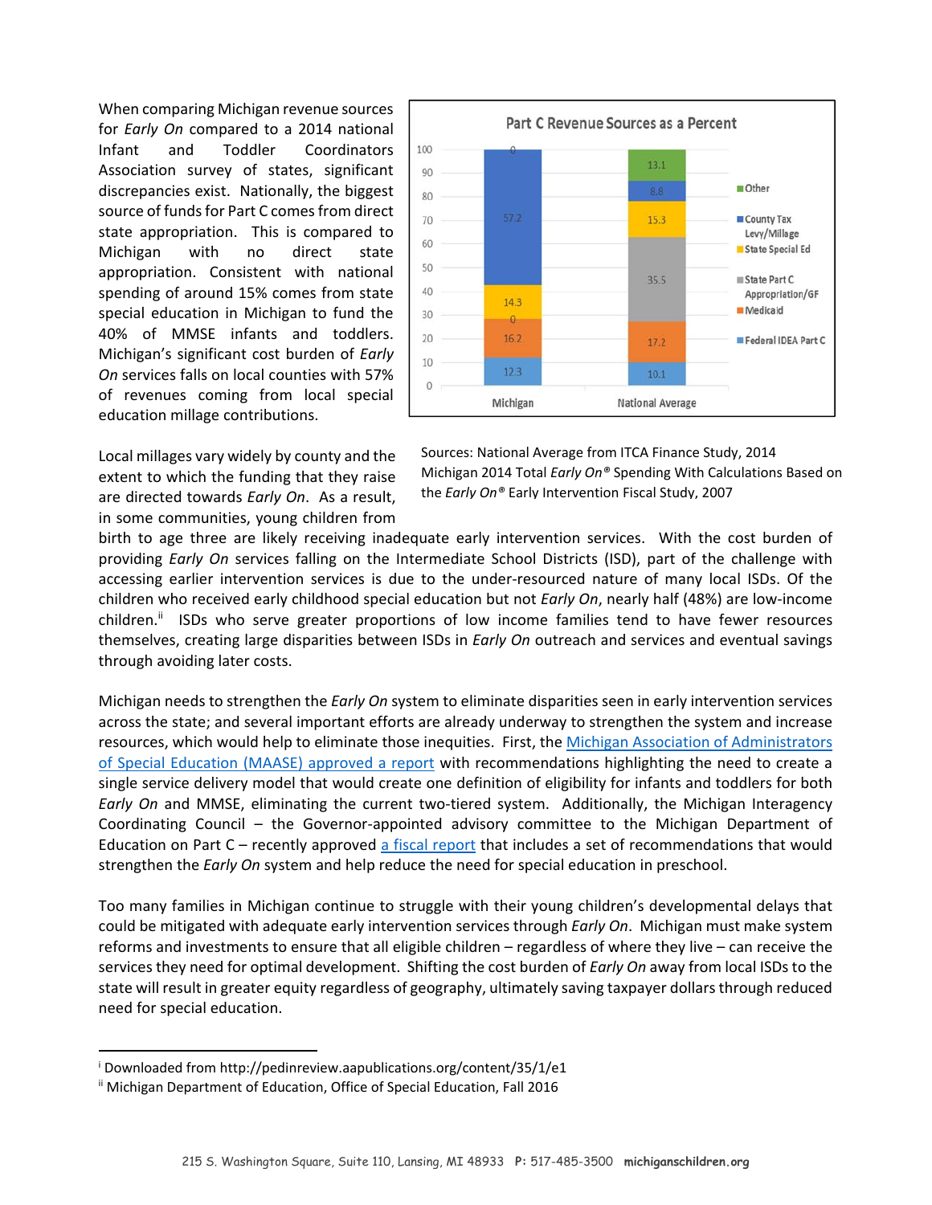When comparing Michigan revenue sources for *Early On* compared to a 2014 national Infant and Toddler Coordinators Association survey of states, significant discrepancies exist. Nationally, the biggest source of funds for Part C comes from direct state appropriation. This is compared to Michigan with no direct state appropriation. Consistent with national spending of around 15% comes from state special education in Michigan to fund the 40% of MMSE infants and toddlers. Michigan's significant cost burden of *Early On* services falls on local counties with 57% of revenues coming from local special education millage contributions.

Part C Revenue Sources as a Percent

100
90
80
70
60
50
40
30
20
10
0

Michigan: 0, 57.2, 14.3, 0, 16.2, 12.3

National Average: 13.1, 8.8, 15.3, 35.5, 17.2, 10.1

Other
County Tax Levy/Millage
State Special Ed
State Part C Appropriation/GF
Medicaid
Federal IDEA Part C

Sources: National Average from ITCA Finance Study, 2014
Michigan 2014 Total *Early On*® Spending With Calculations Based on the *Early On*® Early Intervention Fiscal Study, 2007

Local millages vary widely by county and the extent to which the funding that they raise are directed towards *Early On*. As a result, in some communities, young children from birth to age three are likely receiving inadequate early intervention services. With the cost burden of providing *Early On* services falling on the Intermediate School Districts (ISD), part of the challenge with accessing earlier intervention services is due to the under-resourced nature of many local ISDs. Of the children who received early childhood special education but not *Early On*, nearly half (48%) are low-income children.[ii] ISDs who serve greater proportions of low income families tend to have fewer resources themselves, creating large disparities between ISDs in *Early On* outreach and services and eventual savings through avoiding later costs.

Michigan needs to strengthen the *Early On* system to eliminate disparities seen in early intervention services across the state; and several important efforts are already underway to strengthen the system and increase resources, which would help to eliminate those inequities. First, the Michigan Association of Administrators of Special Education (MAASE) approved a report with recommendations highlighting the need to create a single service delivery model that would create one definition of eligibility for infants and toddlers for both *Early On* and MMSE, eliminating the current two-tiered system. Additionally, the Michigan Interagency Coordinating Council – the Governor-appointed advisory committee to the Michigan Department of Education on Part C – recently approved a fiscal report that includes a set of recommendations that would strengthen the *Early On* system and help reduce the need for special education in preschool.

Too many families in Michigan continue to struggle with their young children's developmental delays that could be mitigated with adequate early intervention services through *Early On*. Michigan must make system reforms and investments to ensure that all eligible children – regardless of where they live – can receive the services they need for optimal development. Shifting the cost burden of *Early On* away from local ISDs to the state will result in greater equity regardless of geography, ultimately saving taxpayer dollars through reduced need for special education.

---

[i] Downloaded from http://pedinreview.aapublications.org/content/35/1/e1
[ii] Michigan Department of Education, Office of Special Education, Fall 2016